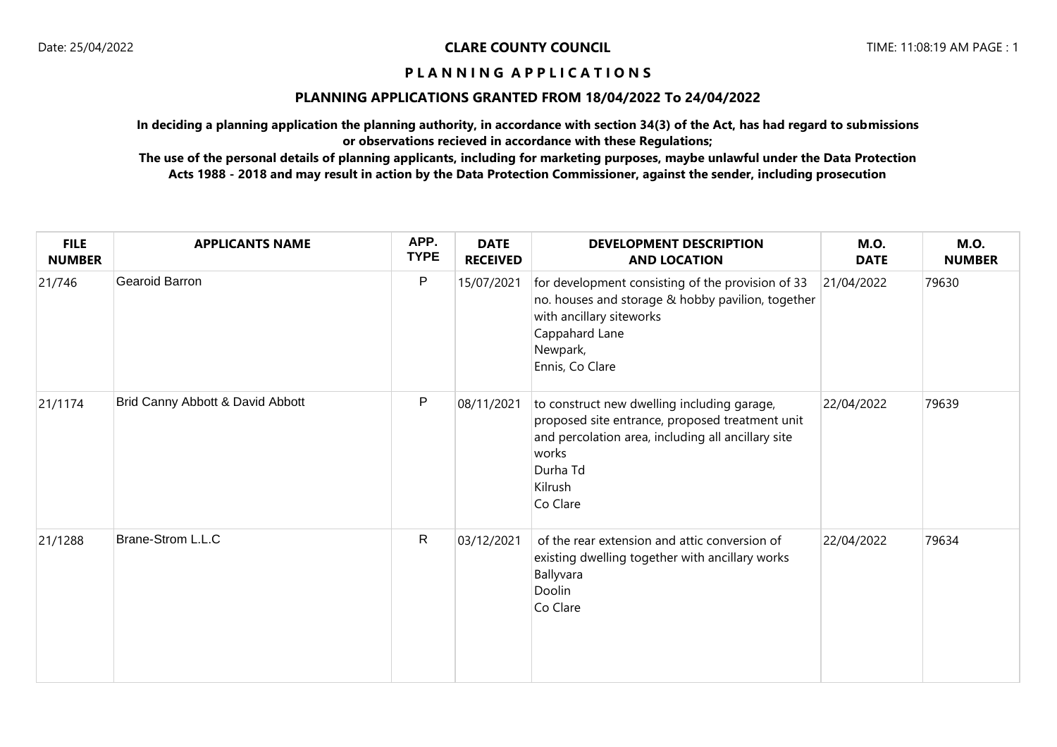**CLARE COUNTY COUNCIL**

# PLANNING APPLICATIONS

## PLANNING APPLICATIONS GRANTED FROM 18/04/2022 To 24/04/2022

**In deciding a planning application the planning authority, in accordance with section 34(3) of the Act, has had regard to submissions or observations recieved in accordance with these Regulations;**

**The use of the personal details of planning applicants, including for marketing purposes, maybe unlawful under the Data Protection Acts 1988 - 2018 and may result in action by the Data Protection Commissioner, against the sender, including prosecution**

| FILE NUMBER | APPLICANTS NAME | APP. TYPE | DATE RECEIVED | DEVELOPMENT DESCRIPTION AND LOCATION | M.O. DATE | M.O. NUMBER |
|---|---|---|---|---|---|---|
| 21/746 | Gearoid Barron | P | 15/07/2021 | for development consisting of the provision of 33 no. houses and storage & hobby pavilion, together with ancillary siteworks<br>Cappahard Lane<br>Newpark,<br>Ennis, Co Clare | 21/04/2022 | 79630 |
| 21/1174 | Brid Canny Abbott & David Abbott | P | 08/11/2021 | to construct new dwelling including garage, proposed site entrance, proposed treatment unit and percolation area, including all ancillary site works<br>Durha Td<br>Kilrush<br>Co Clare | 22/04/2022 | 79639 |
| 21/1288 | Brane-Strom L.L.C | R | 03/12/2021 | of the rear extension and attic conversion of existing dwelling together with ancillary works<br>Ballyvara<br>Doolin<br>Co Clare | 22/04/2022 | 79634 |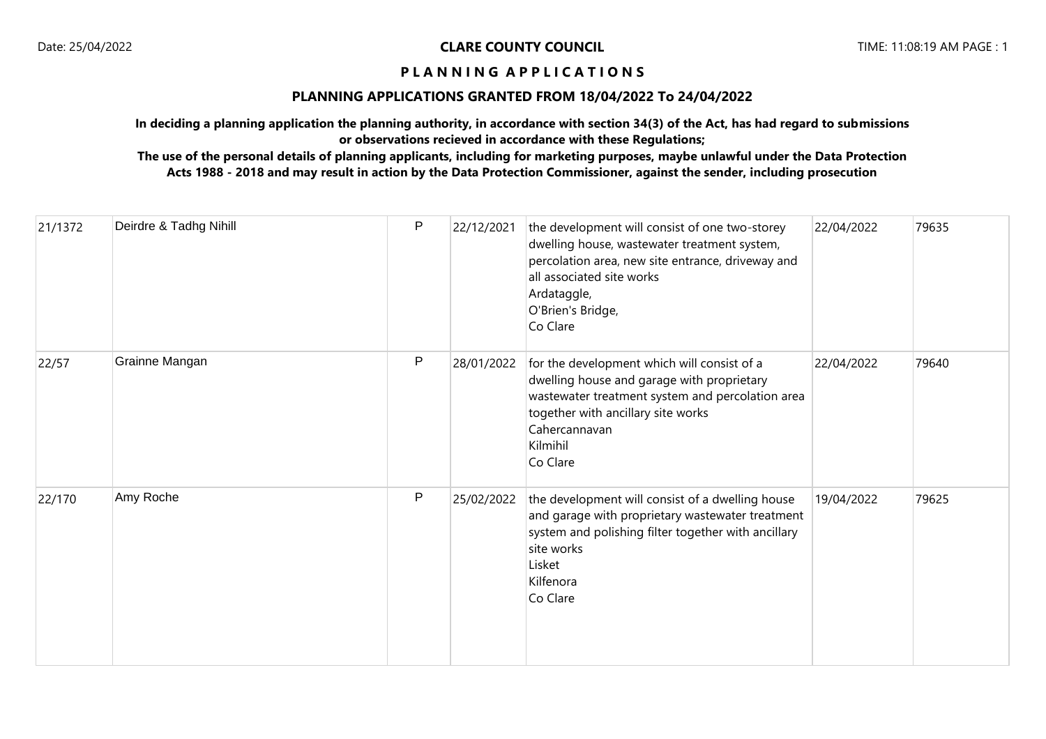**CLARE COUNTY COUNCIL**

**P L A N N I N G A P P L I C A T I O N S**

**PLANNING APPLICATIONS GRANTED FROM 18/04/2022 To 24/04/2022**

**In deciding a planning application the planning authority, in accordance with section 34(3) of the Act, has had regard to submissions or observations recieved in accordance with these Regulations;**

**The use of the personal details of planning applicants, including for marketing purposes, maybe unlawful under the Data Protection Acts 1988 - 2018 and may result in action by the Data Protection Commissioner, against the sender, including prosecution**

| | | | | | | |
|---|---|---|---|---|---|---|
| 21/1372 | Deirdre & Tadhg Nihill | P | 22/12/2021 | the development will consist of one two-storey dwelling house, wastewater treatment system, percolation area, new site entrance, driveway and all associated site works<br>Ardataggle,<br>O'Brien's Bridge,<br>Co Clare | 22/04/2022 | 79635 |
| 22/57 | Grainne Mangan | P | 28/01/2022 | for the development which will consist of a dwelling house and garage with proprietary wastewater treatment system and percolation area together with ancillary site works<br>Cahercannavan<br>Kilmihil<br>Co Clare | 22/04/2022 | 79640 |
| 22/170 | Amy Roche | P | 25/02/2022 | the development will consist of a dwelling house and garage with proprietary wastewater treatment system and polishing filter together with ancillary site works<br>Lisket<br>Kilfenora<br>Co Clare | 19/04/2022 | 79625 |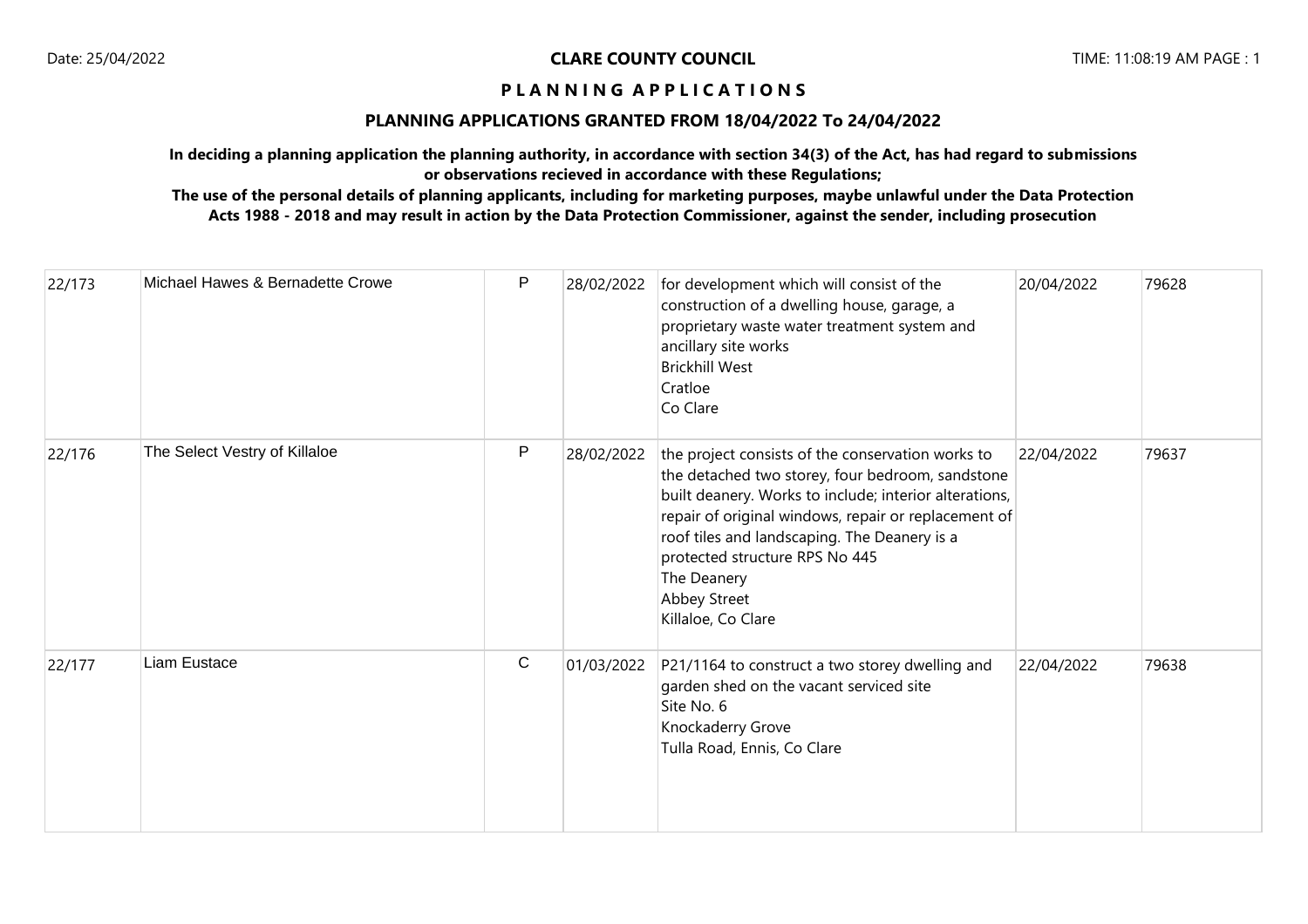| 22/173 | Michael Hawes & Bernadette Crowe | P | 28/02/2022 | for development which will consist of the construction of a dwelling house, garage, a proprietary waste water treatment system and ancillary site works<br>Brickhill West<br>Cratloe<br>Co Clare | 20/04/2022 | 79628 |
|---|---|---|---|---|---|---|
| 22/176 | The Select Vestry of Killaloe | P | 28/02/2022 | the project consists of the conservation works to the detached two storey, four bedroom, sandstone built deanery. Works to include; interior alterations, repair of original windows, repair or replacement of roof tiles and landscaping. The Deanery is a protected structure RPS No 445<br>The Deanery<br>Abbey Street<br>Killaloe, Co Clare | 22/04/2022 | 79637 |
| 22/177 | Liam Eustace | C | 01/03/2022 | P21/1164 to construct a two storey dwelling and garden shed on the vacant serviced site<br>Site No. 6<br>Knockaderry Grove<br>Tulla Road, Ennis, Co Clare | 22/04/2022 | 79638 |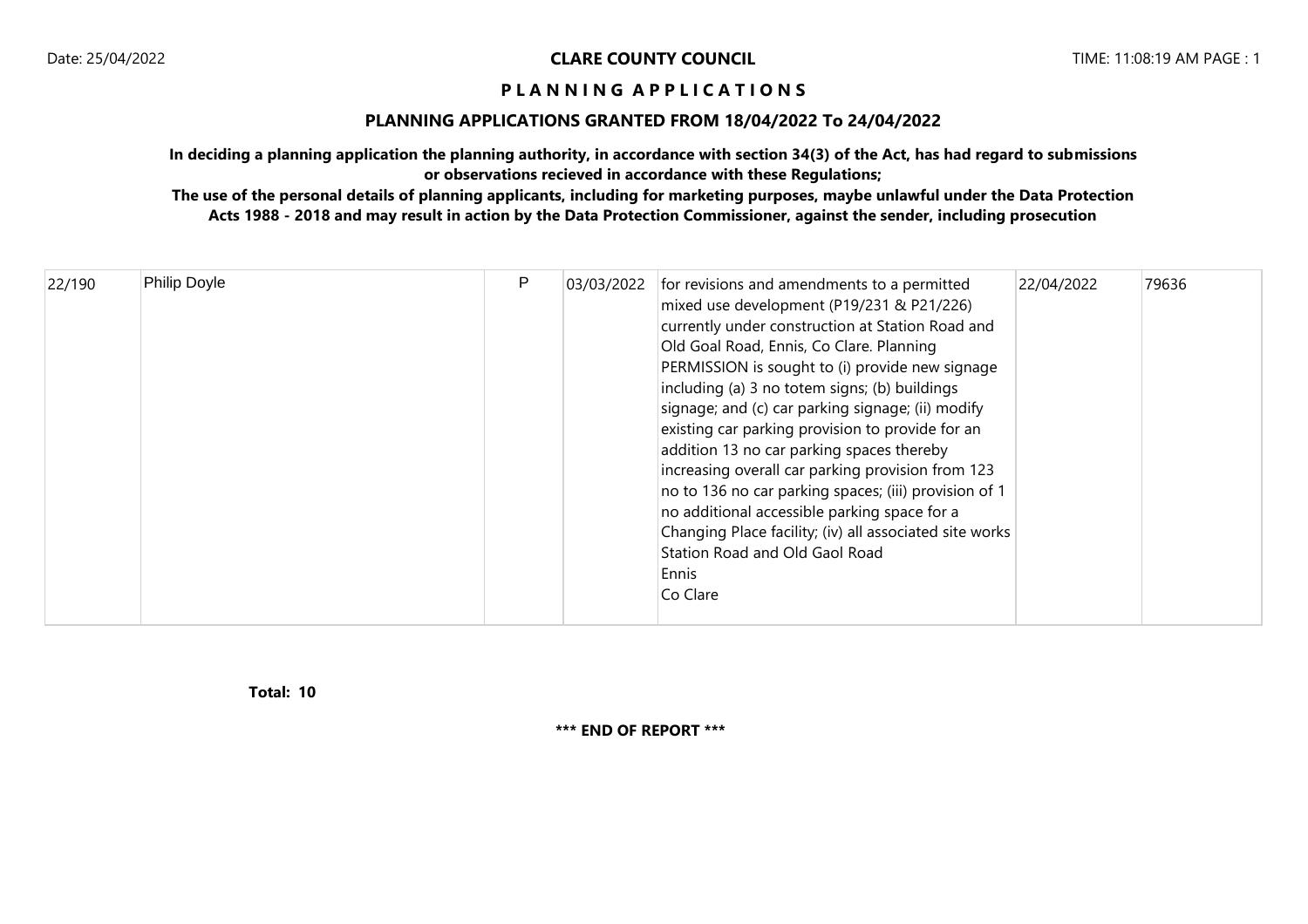## P L A N N I N G   A P P L I C A T I O N S

### PLANNING APPLICATIONS GRANTED FROM 18/04/2022 To 24/04/2022

**In deciding a planning application the planning authority, in accordance with section 34(3) of the Act, has had regard to submissions or observations recieved in accordance with these Regulations;**

**The use of the personal details of planning applicants, including for marketing purposes, maybe unlawful under the Data Protection Acts 1988 - 2018 and may result in action by the Data Protection Commissioner, against the sender, including prosecution**

| | | | | | | |
|---|---|---|---|---|---|---|
| 22/190 | Philip Doyle | P | 03/03/2022 | for revisions and amendments to a permitted mixed use development (P19/231 & P21/226) currently under construction at Station Road and Old Goal Road, Ennis, Co Clare. Planning PERMISSION is sought to (i) provide new signage including (a) 3 no totem signs; (b) buildings signage; and (c) car parking signage; (ii) modify existing car parking provision to provide for an addition 13 no car parking spaces thereby increasing overall car parking provision from 123 no to 136 no car parking spaces; (iii) provision of 1 no additional accessible parking space for a Changing Place facility; (iv) all associated site works Station Road and Old Gaol Road Ennis Co Clare | 22/04/2022 | 79636 |

**Total: 10**

**\*\*\* END OF REPORT \*\*\***